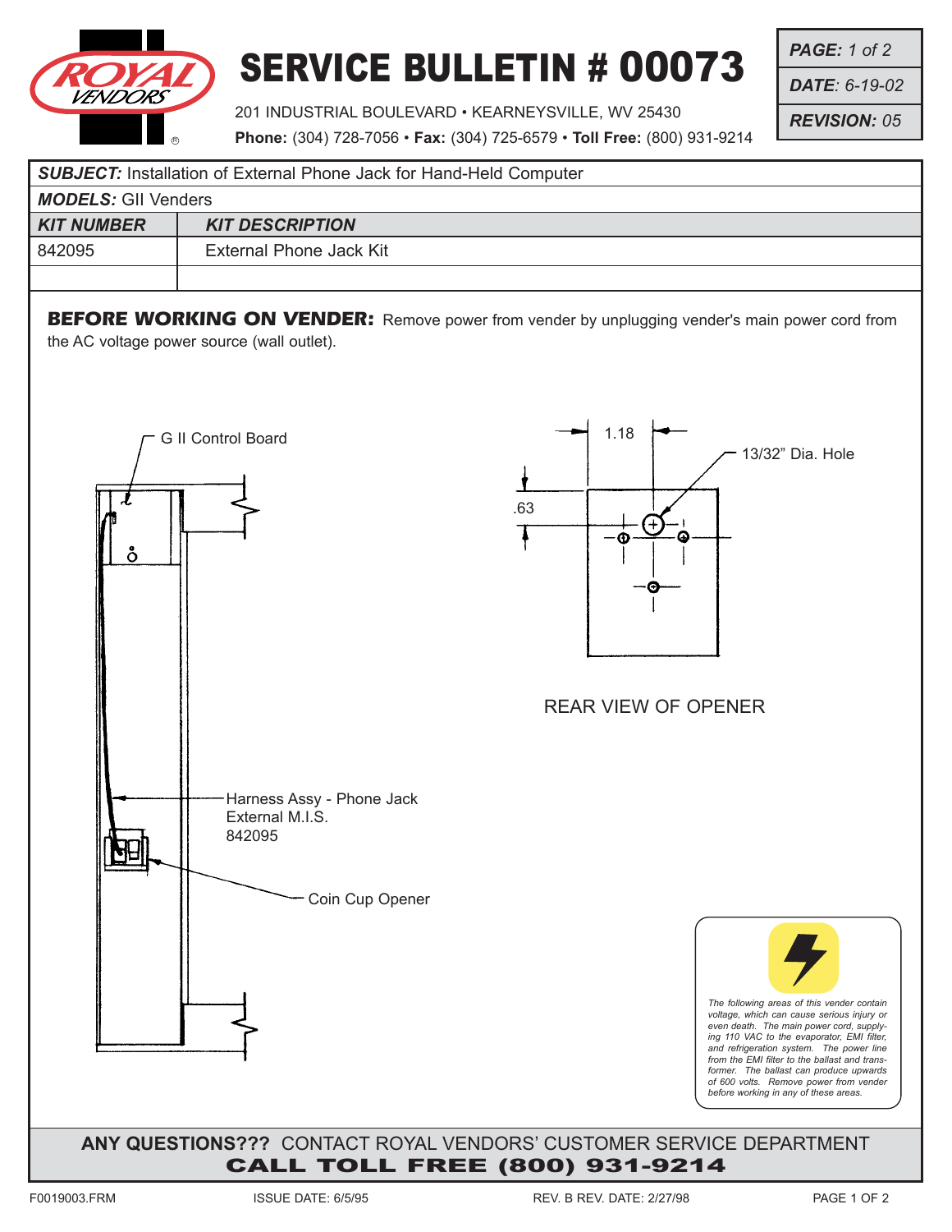# SERVICE BULLETIN # 00073

ROYAL VENDORS

201 INDUSTRIAL BOULEVARD • KEARNEYSVILLE, WV 25430

**Phone:** (304) 728-7056 • **Fax:** (304) 725-6579 • **Toll Free:** (800) 931-9214

| | |
|---|---|
| ***PAGE:*** *1 of 2* | |
| ***DATE:*** *6-19-02* | |
| ***REVISION:*** *05* | |

***SUBJECT:*** Installation of External Phone Jack for Hand-Held Computer

***MODELS:*** GII Venders

| *KIT NUMBER* | *KIT DESCRIPTION* |
|---|---|
| 842095 | External Phone Jack Kit |
| | |

**BEFORE WORKING ON VENDER:** Remove power from vender by unplugging vender's main power cord from the AC voltage power source (wall outlet).

G II Control Board

Harness Assy - Phone Jack
External M.I.S.
842095

Coin Cup Opener

1.18

13/32" Dia. Hole

.63

REAR VIEW OF OPENER

*The following areas of this vender contain voltage, which can cause serious injury or even death. The main power cord, supplying 110 VAC to the evaporator, EMI filter, and refrigeration system. The power line from the EMI filter to the ballast and transformer. The ballast can produce upwards of 600 volts. Remove power from vender before working in any of these areas.*

**ANY QUESTIONS???** CONTACT ROYAL VENDORS' CUSTOMER SERVICE DEPARTMENT
**CALL TOLL FREE (800) 931-9214**

F0019003.FRM ISSUE DATE: 6/5/95 REV. B REV. DATE: 2/27/98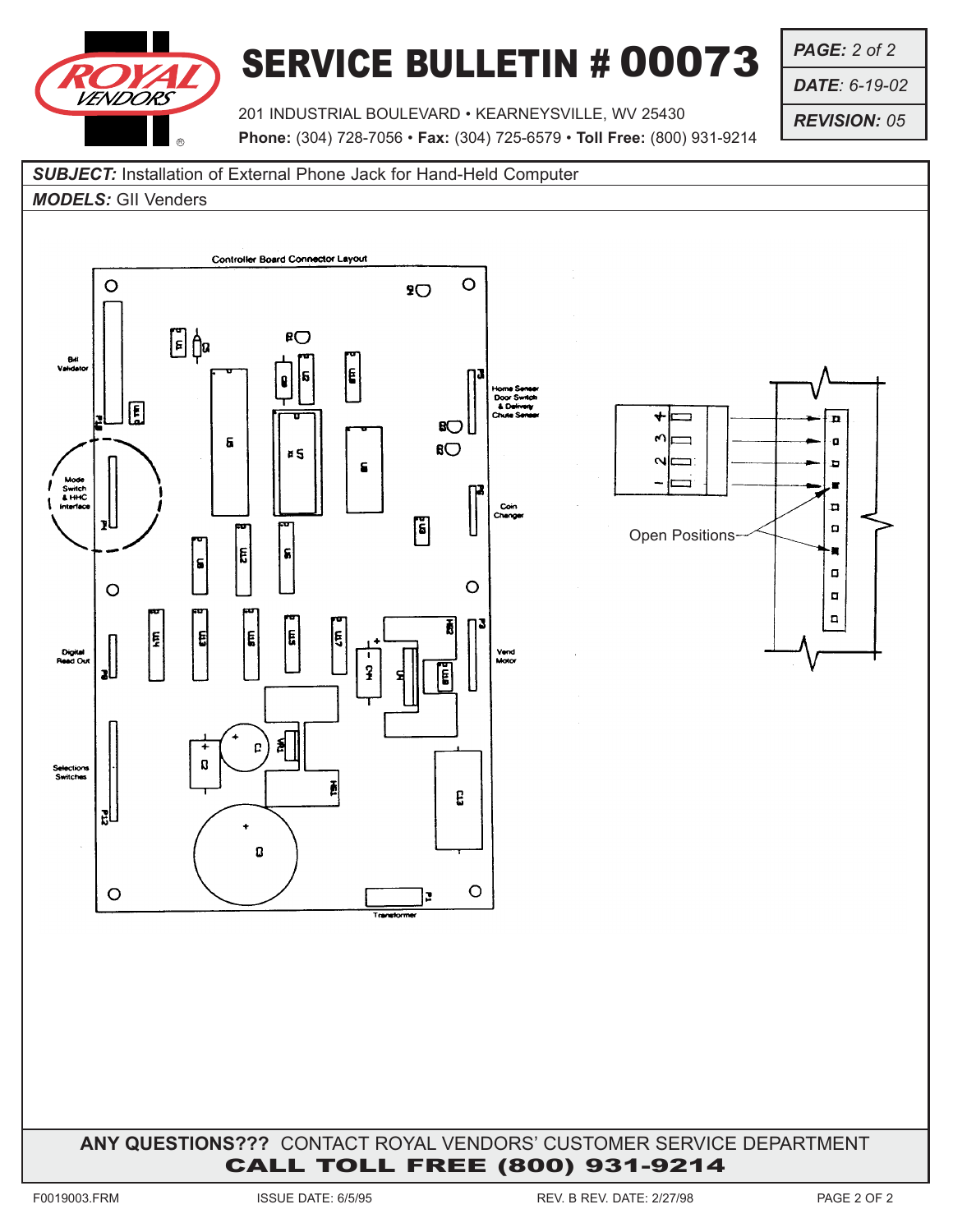# SERVICE BULLETIN # 00073

201 INDUSTRIAL BOULEVARD • KEARNEYSVILLE, WV 25430
**Phone:** (304) 728-7056 • **Fax:** (304) 725-6579 • **Toll Free:** (800) 931-9214

***PAGE:*** *2 of 2*
***DATE:*** *6-19-02*
***REVISION:*** *05*

***SUBJECT:*** Installation of External Phone Jack for Hand-Held Computer

***MODELS:*** GII Venders

Controller Board Connector Layout

Bill Validator

Home Sensor Door Switch & Delivery Chute Sensor

Mode Switch & HHC Interface

Coin Changer

Digital Read Out

Vend Motor

Selections Switches

Transformer

Open Positions

**ANY QUESTIONS???** CONTACT ROYAL VENDORS' CUSTOMER SERVICE DEPARTMENT
**CALL TOLL FREE (800) 931-9214**

F0019003.FRM ISSUE DATE: 6/5/95 REV. B REV. DATE: 2/27/98